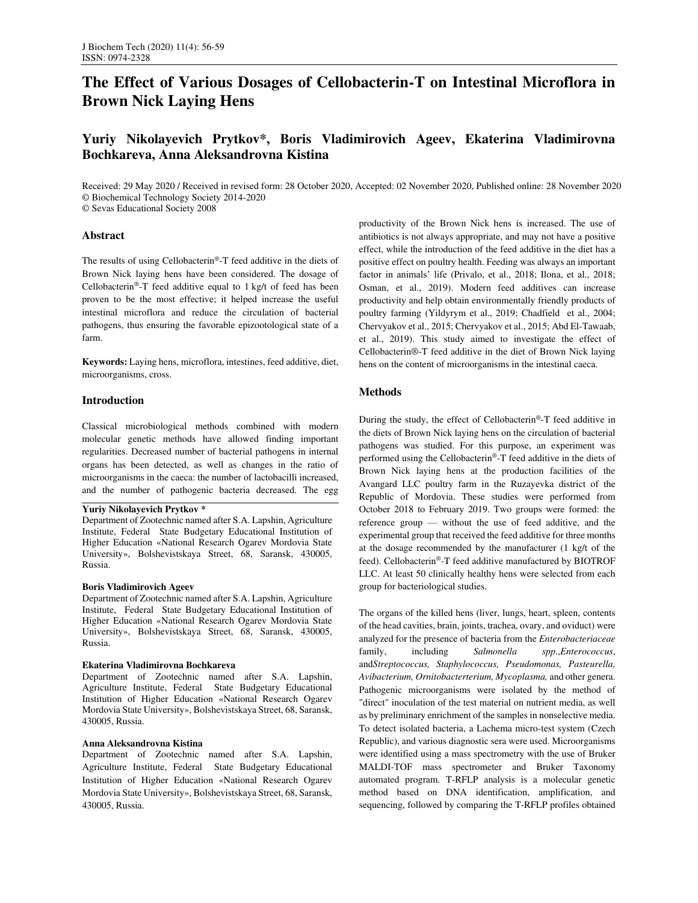# The Effect of Various Dosages of Cellobacterin-T on Intestinal Microflora in Brown Nick Laying Hens

## Yuriy Nikolayevich Prytkov*, Boris Vladimirovich Ageev, Ekaterina Vladimirovna Bochkareva, Anna Aleksandrovna Kistina

Received: 29 May 2020 / Received in revised form: 28 October 2020, Accepted: 02 November 2020, Published online: 28 November 2020
© Biochemical Technology Society 2014-2020
© Sevas Educational Society 2008

### Abstract

The results of using Cellobacterin®-T feed additive in the diets of Brown Nick laying hens have been considered. The dosage of Cellobacterin®-T feed additive equal to 1 kg/t of feed has been proven to be the most effective; it helped increase the useful intestinal microflora and reduce the circulation of bacterial pathogens, thus ensuring the favorable epizootological state of a farm.

**Keywords:** Laying hens, microflora, intestines, feed additive, diet, microorganisms, cross.

### Introduction

Classical microbiological methods combined with modern molecular genetic methods have allowed finding important regularities. Decreased number of bacterial pathogens in internal organs has been detected, as well as changes in the ratio of microorganisms in the caeca: the number of lactobacilli increased, and the number of pathogenic bacteria decreased. The egg productivity of the Brown Nick hens is increased. The use of antibiotics is not always appropriate, and may not have a positive effect, while the introduction of the feed additive in the diet has a positive effect on poultry health. Feeding was always an important factor in animals' life (Privalo, et al., 2018; Ilona, et al., 2018; Osman, et al., 2019). Modern feed additives can increase productivity and help obtain environmentally friendly products of poultry farming (Yildyrym et al., 2019; Chadfield et al., 2004; Chervyakov et al., 2015; Chervyakov et al., 2015; Abd El-Tawaab, et al., 2019). This study aimed to investigate the effect of Cellobacterin®-T feed additive in the diet of Brown Nick laying hens on the content of microorganisms in the intestinal caeca.

**Yuriy Nikolayevich Prytkov ***
Department of Zootechnic named after S.A. Lapshin, Agriculture Institute, Federal State Budgetary Educational Institution of Higher Education «National Research Ogarev Mordovia State University», Bolshevistskaya Street, 68, Saransk, 430005, Russia.

**Boris Vladimirovich Ageev**
Department of Zootechnic named after S.A. Lapshin, Agriculture Institute, Federal State Budgetary Educational Institution of Higher Education «National Research Ogarev Mordovia State University», Bolshevistskaya Street, 68, Saransk, 430005, Russia.

**Ekaterina Vladimirovna Bochkareva**
Department of Zootechnic named after S.A. Lapshin, Agriculture Institute, Federal State Budgetary Educational Institution of Higher Education «National Research Ogarev Mordovia State University», Bolshevistskaya Street, 68, Saransk, 430005, Russia.

**Anna Aleksandrovna Kistina**
Department of Zootechnic named after S.A. Lapshin, Agriculture Institute, Federal State Budgetary Educational Institution of Higher Education «National Research Ogarev Mordovia State University», Bolshevistskaya Street, 68, Saransk, 430005, Russia.

### Methods

During the study, the effect of Cellobacterin®-T feed additive in the diets of Brown Nick laying hens on the circulation of bacterial pathogens was studied. For this purpose, an experiment was performed using the Cellobacterin®-T feed additive in the diets of Brown Nick laying hens at the production facilities of the Avangard LLC poultry farm in the Ruzayevka district of the Republic of Mordovia. These studies were performed from October 2018 to February 2019. Two groups were formed: the reference group — without the use of feed additive, and the experimental group that received the feed additive for three months at the dosage recommended by the manufacturer (1 kg/t of the feed). Cellobacterin®-T feed additive manufactured by BIOTROF LLC. At least 50 clinically healthy hens were selected from each group for bacteriological studies.

The organs of the killed hens (liver, lungs, heart, spleen, contents of the head cavities, brain, joints, trachea, ovary, and oviduct) were analyzed for the presence of bacteria from the *Enterobacteriaceae* family, including *Salmonella spp*.,*Enterococcus*, and*Streptococcus, Staphylococcus, Pseudomonas, Pasteurella, Avibacterium, Ornitobacterterium, Mycoplasma,* and other genera. Pathogenic microorganisms were isolated by the method of "direct" inoculation of the test material on nutrient media, as well as by preliminary enrichment of the samples in nonselective media. To detect isolated bacteria, a Lachema micro-test system (Czech Republic), and various diagnostic sera were used. Microorganisms were identified using a mass spectrometry with the use of Bruker MALDI-TOF mass spectrometer and Bruker Taxonomy automated program. T-RFLP analysis is a molecular genetic method based on DNA identification, amplification, and sequencing, followed by comparing the T-RFLP profiles obtained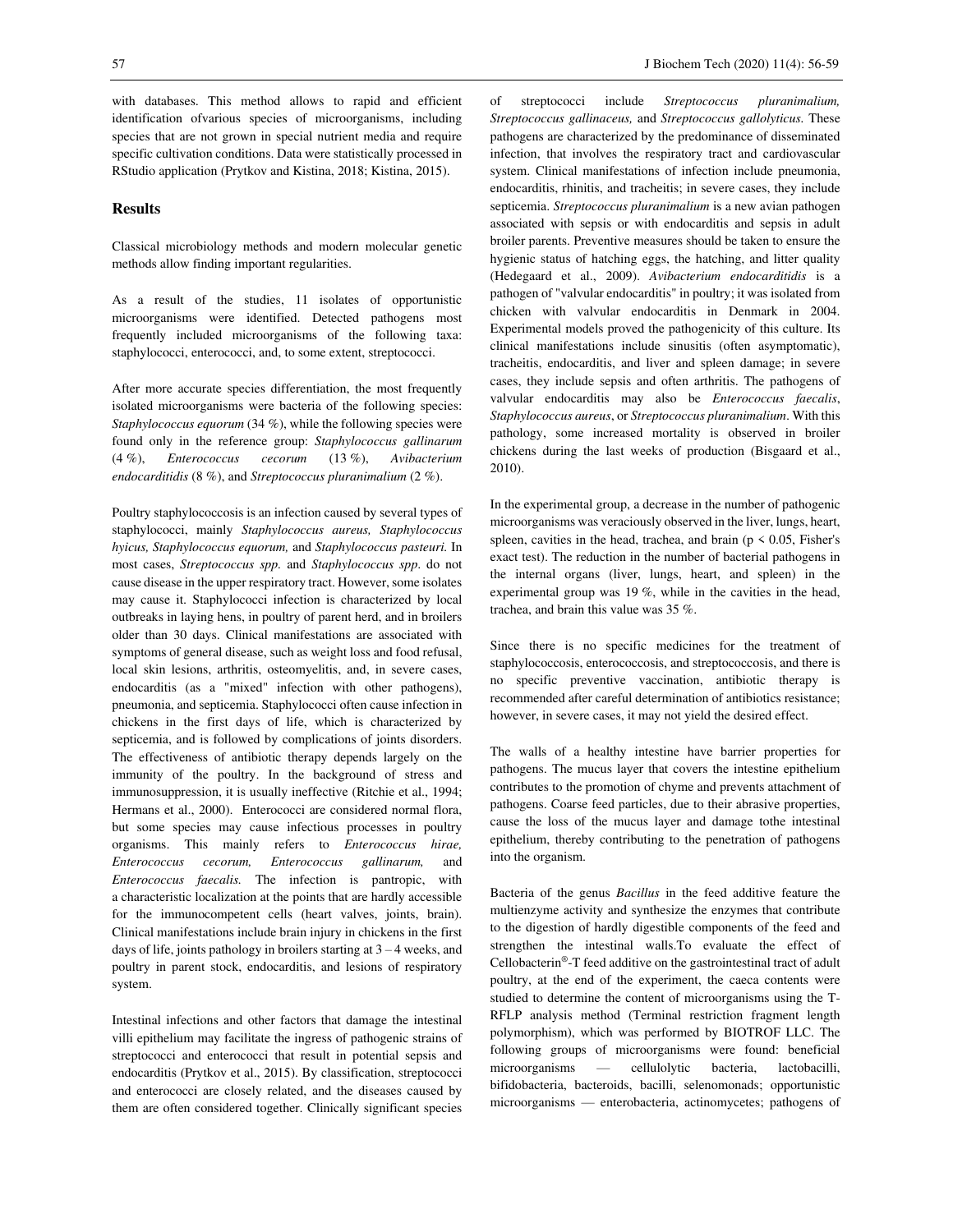with databases. This method allows to rapid and efficient identification ofvarious species of microorganisms, including species that are not grown in special nutrient media and require specific cultivation conditions. Data were statistically processed in RStudio application (Prytkov and Kistina, 2018; Kistina, 2015).

## Results

Classical microbiology methods and modern molecular genetic methods allow finding important regularities.

As a result of the studies, 11 isolates of opportunistic microorganisms were identified. Detected pathogens most frequently included microorganisms of the following taxa: staphylococci, enterococci, and, to some extent, streptococci.

After more accurate species differentiation, the most frequently isolated microorganisms were bacteria of the following species: *Staphylococcus equorum* (34 %), while the following species were found only in the reference group: *Staphylococcus gallinarum* (4 %), *Enterococcus cecorum* (13 %), *Avibacterium endocarditidis* (8 %), and *Streptococcus pluranimalium* (2 %).

Poultry staphylococcosis is an infection caused by several types of staphylococci, mainly *Staphylococcus aureus, Staphylococcus hyicus, Staphylococcus equorum,* and *Staphylococcus pasteuri.* In most cases, *Streptococcus spp.* and *Staphylococcus spp.* do not cause disease in the upper respiratory tract. However, some isolates may cause it. Staphylococci infection is characterized by local outbreaks in laying hens, in poultry of parent herd, and in broilers older than 30 days. Clinical manifestations are associated with symptoms of general disease, such as weight loss and food refusal, local skin lesions, arthritis, osteomyelitis, and, in severe cases, endocarditis (as a "mixed" infection with other pathogens), pneumonia, and septicemia. Staphylococci often cause infection in chickens in the first days of life, which is characterized by septicemia, and is followed by complications of joints disorders. The effectiveness of antibiotic therapy depends largely on the immunity of the poultry. In the background of stress and immunosuppression, it is usually ineffective (Ritchie et al., 1994; Hermans et al., 2000). Enterococci are considered normal flora, but some species may cause infectious processes in poultry organisms. This mainly refers to *Enterococcus hirae, Enterococcus cecorum, Enterococcus gallinarum,* and *Enterococcus faecalis.* The infection is pantropic, with a characteristic localization at the points that are hardly accessible for the immunocompetent cells (heart valves, joints, brain). Clinical manifestations include brain injury in chickens in the first days of life, joints pathology in broilers starting at 3 – 4 weeks, and poultry in parent stock, endocarditis, and lesions of respiratory system.

Intestinal infections and other factors that damage the intestinal villi epithelium may facilitate the ingress of pathogenic strains of streptococci and enterococci that result in potential sepsis and endocarditis (Prytkov et al., 2015). By classification, streptococci and enterococci are closely related, and the diseases caused by them are often considered together. Clinically significant species of streptococci include *Streptococcus pluranimalium, Streptococcus gallinaceus,* and *Streptococcus gallolyticus.* These pathogens are characterized by the predominance of disseminated infection, that involves the respiratory tract and cardiovascular system. Clinical manifestations of infection include pneumonia, endocarditis, rhinitis, and tracheitis; in severe cases, they include septicemia. *Streptococcus pluranimalium* is a new avian pathogen associated with sepsis or with endocarditis and sepsis in adult broiler parents. Preventive measures should be taken to ensure the hygienic status of hatching eggs, the hatching, and litter quality (Hedegaard et al., 2009). *Avibacterium endocarditidis* is a pathogen of "valvular endocarditis" in poultry; it was isolated from chicken with valvular endocarditis in Denmark in 2004. Experimental models proved the pathogenicity of this culture. Its clinical manifestations include sinusitis (often asymptomatic), tracheitis, endocarditis, and liver and spleen damage; in severe cases, they include sepsis and often arthritis. The pathogens of valvular endocarditis may also be *Enterococcus faecalis*, *Staphylococcus aureus*, or *Streptococcus pluranimalium*. With this pathology, some increased mortality is observed in broiler chickens during the last weeks of production (Bisgaard et al., 2010).

In the experimental group, a decrease in the number of pathogenic microorganisms was veraciously observed in the liver, lungs, heart, spleen, cavities in the head, trachea, and brain ($p < 0.05$, Fisher's exact test). The reduction in the number of bacterial pathogens in the internal organs (liver, lungs, heart, and spleen) in the experimental group was 19 %, while in the cavities in the head, trachea, and brain this value was 35 %.

Since there is no specific medicines for the treatment of staphylococcosis, enterococcosis, and streptococcosis, and there is no specific preventive vaccination, antibiotic therapy is recommended after careful determination of antibiotics resistance; however, in severe cases, it may not yield the desired effect.

The walls of a healthy intestine have barrier properties for pathogens. The mucus layer that covers the intestine epithelium contributes to the promotion of chyme and prevents attachment of pathogens. Coarse feed particles, due to their abrasive properties, cause the loss of the mucus layer and damage tothe intestinal epithelium, thereby contributing to the penetration of pathogens into the organism.

Bacteria of the genus *Bacillus* in the feed additive feature the multienzyme activity and synthesize the enzymes that contribute to the digestion of hardly digestible components of the feed and strengthen the intestinal walls.To evaluate the effect of Cellobacterin®-T feed additive on the gastrointestinal tract of adult poultry, at the end of the experiment, the caeca contents were studied to determine the content of microorganisms using the T-RFLP analysis method (Terminal restriction fragment length polymorphism), which was performed by BIOTROF LLC. The following groups of microorganisms were found: beneficial microorganisms — cellulolytic bacteria, lactobacilli, bifidobacteria, bacteroids, bacilli, selenomonads; opportunistic microorganisms — enterobacteria, actinomycetes; pathogens of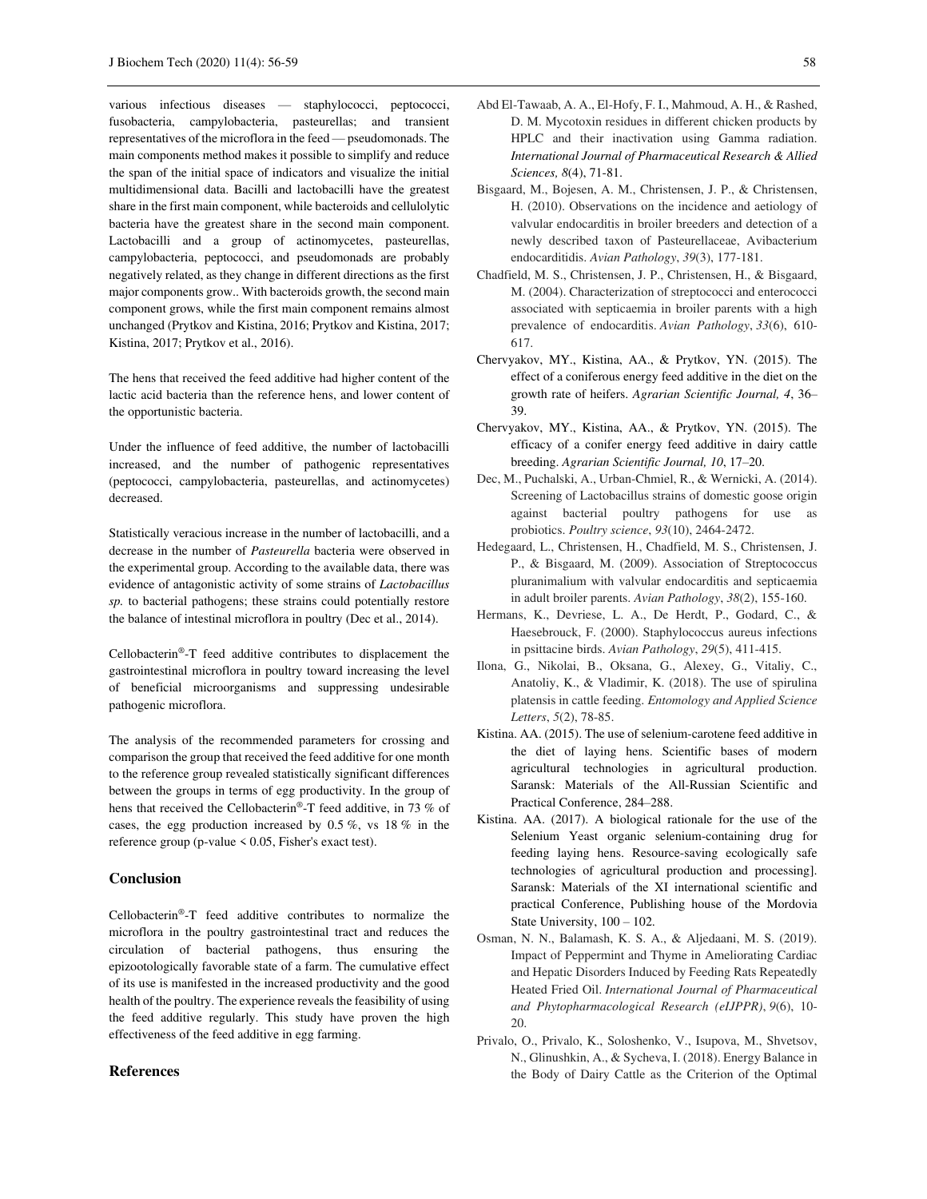various infectious diseases — staphylococci, peptococci, fusobacteria, campylobacteria, pasteurellas; and transient representatives of the microflora in the feed — pseudomonads. The main components method makes it possible to simplify and reduce the span of the initial space of indicators and visualize the initial multidimensional data. Bacilli and lactobacilli have the greatest share in the first main component, while bacteroids and cellulolytic bacteria have the greatest share in the second main component. Lactobacilli and a group of actinomycetes, pasteurellas, campylobacteria, peptococci, and pseudomonads are probably negatively related, as they change in different directions as the first major components grow.. With bacteroids growth, the second main component grows, while the first main component remains almost unchanged (Prytkov and Kistina, 2016; Prytkov and Kistina, 2017; Kistina, 2017; Prytkov et al., 2016).

The hens that received the feed additive had higher content of the lactic acid bacteria than the reference hens, and lower content of the opportunistic bacteria.

Under the influence of feed additive, the number of lactobacilli increased, and the number of pathogenic representatives (peptococci, campylobacteria, pasteurellas, and actinomycetes) decreased.

Statistically veracious increase in the number of lactobacilli, and a decrease in the number of *Pasteurella* bacteria were observed in the experimental group. According to the available data, there was evidence of antagonistic activity of some strains of *Lactobacillus sp.* to bacterial pathogens; these strains could potentially restore the balance of intestinal microflora in poultry (Dec et al., 2014).

Cellobacterin®-T feed additive contributes to displacement the gastrointestinal microflora in poultry toward increasing the level of beneficial microorganisms and suppressing undesirable pathogenic microflora.

The analysis of the recommended parameters for crossing and comparison the group that received the feed additive for one month to the reference group revealed statistically significant differences between the groups in terms of egg productivity. In the group of hens that received the Cellobacterin®-T feed additive, in 73 % of cases, the egg production increased by 0.5 %, vs 18 % in the reference group (p-value $< 0.05$, Fisher's exact test).

## Conclusion

Cellobacterin®-T feed additive contributes to normalize the microflora in the poultry gastrointestinal tract and reduces the circulation of bacterial pathogens, thus ensuring the epizootologically favorable state of a farm. The cumulative effect of its use is manifested in the increased productivity and the good health of the poultry. The experience reveals the feasibility of using the feed additive regularly. This study have proven the high effectiveness of the feed additive in egg farming.

## References

Abd El-Tawaab, A. A., El-Hofy, F. I., Mahmoud, A. H., & Rashed, D. M. Mycotoxin residues in different chicken products by HPLC and their inactivation using Gamma radiation. *International Journal of Pharmaceutical Research & Allied Sciences, 8*(4), 71-81.

Bisgaard, M., Bojesen, A. M., Christensen, J. P., & Christensen, H. (2010). Observations on the incidence and aetiology of valvular endocarditis in broiler breeders and detection of a newly described taxon of Pasteurellaceae, Avibacterium endocarditidis. *Avian Pathology*, *39*(3), 177-181.

Chadfield, M. S., Christensen, J. P., Christensen, H., & Bisgaard, M. (2004). Characterization of streptococci and enterococci associated with septicaemia in broiler parents with a high prevalence of endocarditis. *Avian Pathology*, *33*(6), 610-617.

Chervyakov, MY., Kistina, AA., & Prytkov, YN. (2015). The effect of a coniferous energy feed additive in the diet on the growth rate of heifers. *Agrarian Scientific Journal, 4*, 36–39.

Chervyakov, MY., Kistina, AA., & Prytkov, YN. (2015). The efficacy of a conifer energy feed additive in dairy cattle breeding. *Agrarian Scientific Journal, 10*, 17–20.

Dec, M., Puchalski, A., Urban-Chmiel, R., & Wernicki, A. (2014). Screening of Lactobacillus strains of domestic goose origin against bacterial poultry pathogens for use as probiotics. *Poultry science*, *93*(10), 2464-2472.

Hedegaard, L., Christensen, H., Chadfield, M. S., Christensen, J. P., & Bisgaard, M. (2009). Association of Streptococcus pluranimalium with valvular endocarditis and septicaemia in adult broiler parents. *Avian Pathology*, *38*(2), 155-160.

Hermans, K., Devriese, L. A., De Herdt, P., Godard, C., & Haesebrouck, F. (2000). Staphylococcus aureus infections in psittacine birds. *Avian Pathology*, *29*(5), 411-415.

Ilona, G., Nikolai, B., Oksana, G., Alexey, G., Vitaliy, C., Anatoliy, K., & Vladimir, K. (2018). The use of spirulina platensis in cattle feeding. *Entomology and Applied Science Letters*, *5*(2), 78-85.

Kistina. AA. (2015). The use of selenium-carotene feed additive in the diet of laying hens. Scientific bases of modern agricultural technologies in agricultural production. Saransk: Materials of the All-Russian Scientific and Practical Conference, 284–288.

Kistina. AA. (2017). A biological rationale for the use of the Selenium Yeast organic selenium-containing drug for feeding laying hens. Resource-saving ecologically safe technologies of agricultural production and processing]. Saransk: Materials of the XI international scientific and practical Conference, Publishing house of the Mordovia State University, 100 – 102.

Osman, N. N., Balamash, K. S. A., & Aljedaani, M. S. (2019). Impact of Peppermint and Thyme in Ameliorating Cardiac and Hepatic Disorders Induced by Feeding Rats Repeatedly Heated Fried Oil. *International Journal of Pharmaceutical and Phytopharmacological Research (eIJPPR)*, *9*(6), 10-20.

Privalo, O., Privalo, K., Soloshenko, V., Isupova, M., Shvetsov, N., Glinushkin, A., & Sycheva, I. (2018). Energy Balance in the Body of Dairy Cattle as the Criterion of the Optimal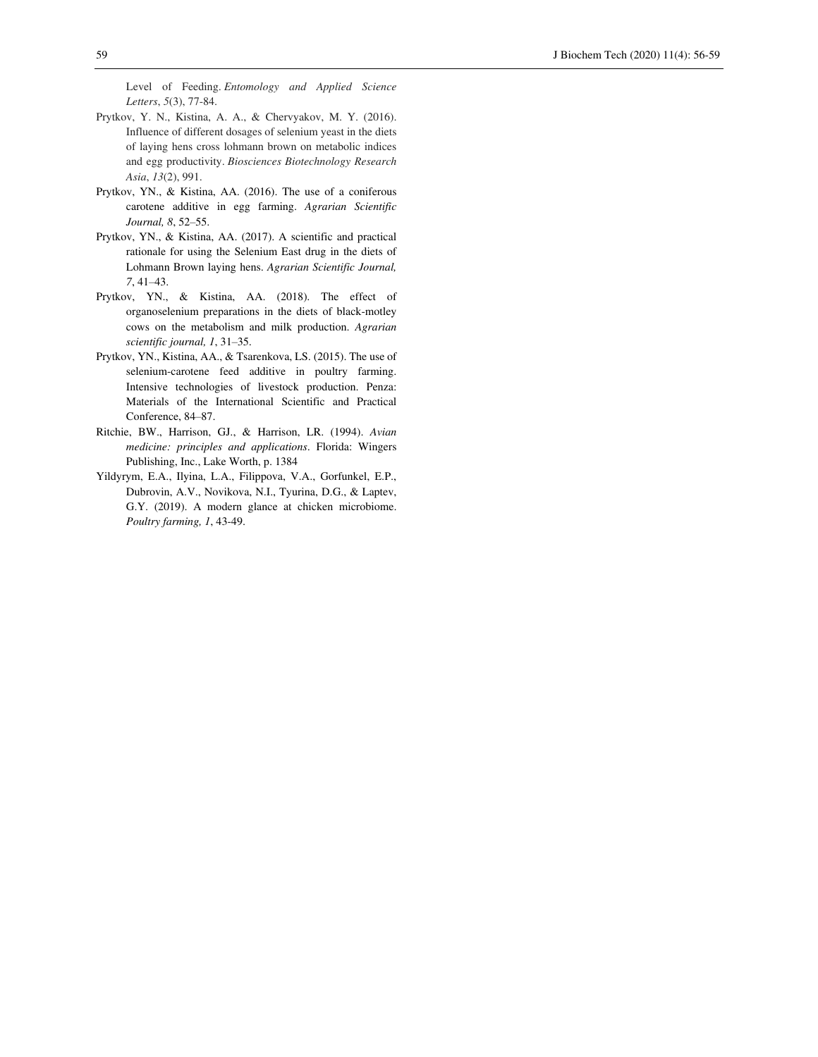Level of Feeding. *Entomology and Applied Science Letters*, *5*(3), 77-84.

Prytkov, Y. N., Kistina, A. A., & Chervyakov, M. Y. (2016). Influence of different dosages of selenium yeast in the diets of laying hens cross lohmann brown on metabolic indices and egg productivity. *Biosciences Biotechnology Research Asia*, *13*(2), 991.

Prytkov, YN., & Kistina, AA. (2016). The use of a coniferous carotene additive in egg farming. *Agrarian Scientific Journal, 8*, 52–55.

Prytkov, YN., & Kistina, AA. (2017). A scientific and practical rationale for using the Selenium East drug in the diets of Lohmann Brown laying hens. *Agrarian Scientific Journal, 7*, 41–43.

Prytkov, YN., & Kistina, AA. (2018). The effect of organoselenium preparations in the diets of black-motley cows on the metabolism and milk production. *Agrarian scientific journal, 1*, 31–35.

Prytkov, YN., Kistina, AA., & Tsarenkova, LS. (2015). The use of selenium-carotene feed additive in poultry farming. Intensive technologies of livestock production. Penza: Materials of the International Scientific and Practical Conference, 84–87.

Ritchie, BW., Harrison, GJ., & Harrison, LR. (1994). *Avian medicine: principles and applications*. Florida: Wingers Publishing, Inc., Lake Worth, p. 1384

Yildyrym, E.A., Ilyina, L.A., Filippova, V.A., Gorfunkel, E.P., Dubrovin, A.V., Novikova, N.I., Tyurina, D.G., & Laptev, G.Y. (2019). A modern glance at chicken microbiome. *Poultry farming, 1*, 43-49.